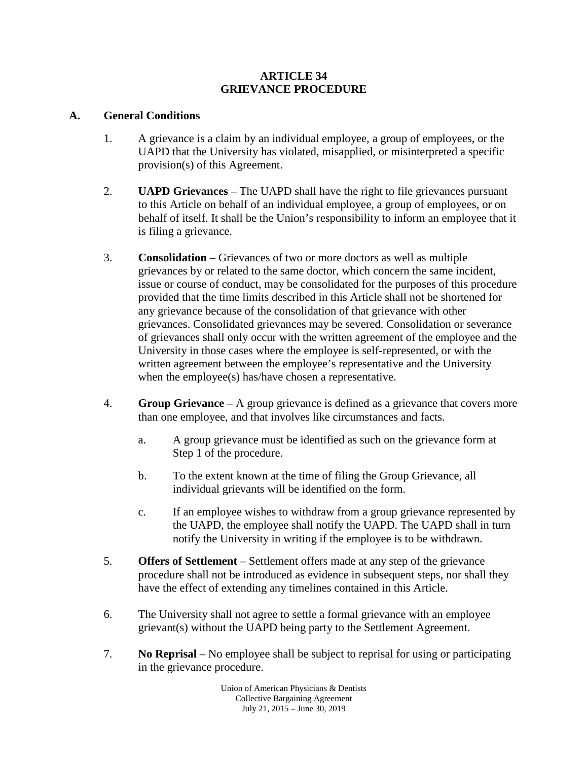# ARTICLE 34
# GRIEVANCE PROCEDURE

## A. General Conditions

1. A grievance is a claim by an individual employee, a group of employees, or the UAPD that the University has violated, misapplied, or misinterpreted a specific provision(s) of this Agreement.

2. **UAPD Grievances** – The UAPD shall have the right to file grievances pursuant to this Article on behalf of an individual employee, a group of employees, or on behalf of itself. It shall be the Union's responsibility to inform an employee that it is filing a grievance.

3. **Consolidation** – Grievances of two or more doctors as well as multiple grievances by or related to the same doctor, which concern the same incident, issue or course of conduct, may be consolidated for the purposes of this procedure provided that the time limits described in this Article shall not be shortened for any grievance because of the consolidation of that grievance with other grievances. Consolidated grievances may be severed. Consolidation or severance of grievances shall only occur with the written agreement of the employee and the University in those cases where the employee is self-represented, or with the written agreement between the employee's representative and the University when the employee(s) has/have chosen a representative.

4. **Group Grievance** – A group grievance is defined as a grievance that covers more than one employee, and that involves like circumstances and facts.

   a. A group grievance must be identified as such on the grievance form at Step 1 of the procedure.

   b. To the extent known at the time of filing the Group Grievance, all individual grievants will be identified on the form.

   c. If an employee wishes to withdraw from a group grievance represented by the UAPD, the employee shall notify the UAPD. The UAPD shall in turn notify the University in writing if the employee is to be withdrawn.

5. **Offers of Settlement** – Settlement offers made at any step of the grievance procedure shall not be introduced as evidence in subsequent steps, nor shall they have the effect of extending any timelines contained in this Article.

6. The University shall not agree to settle a formal grievance with an employee grievant(s) without the UAPD being party to the Settlement Agreement.

7. **No Reprisal** – No employee shall be subject to reprisal for using or participating in the grievance procedure.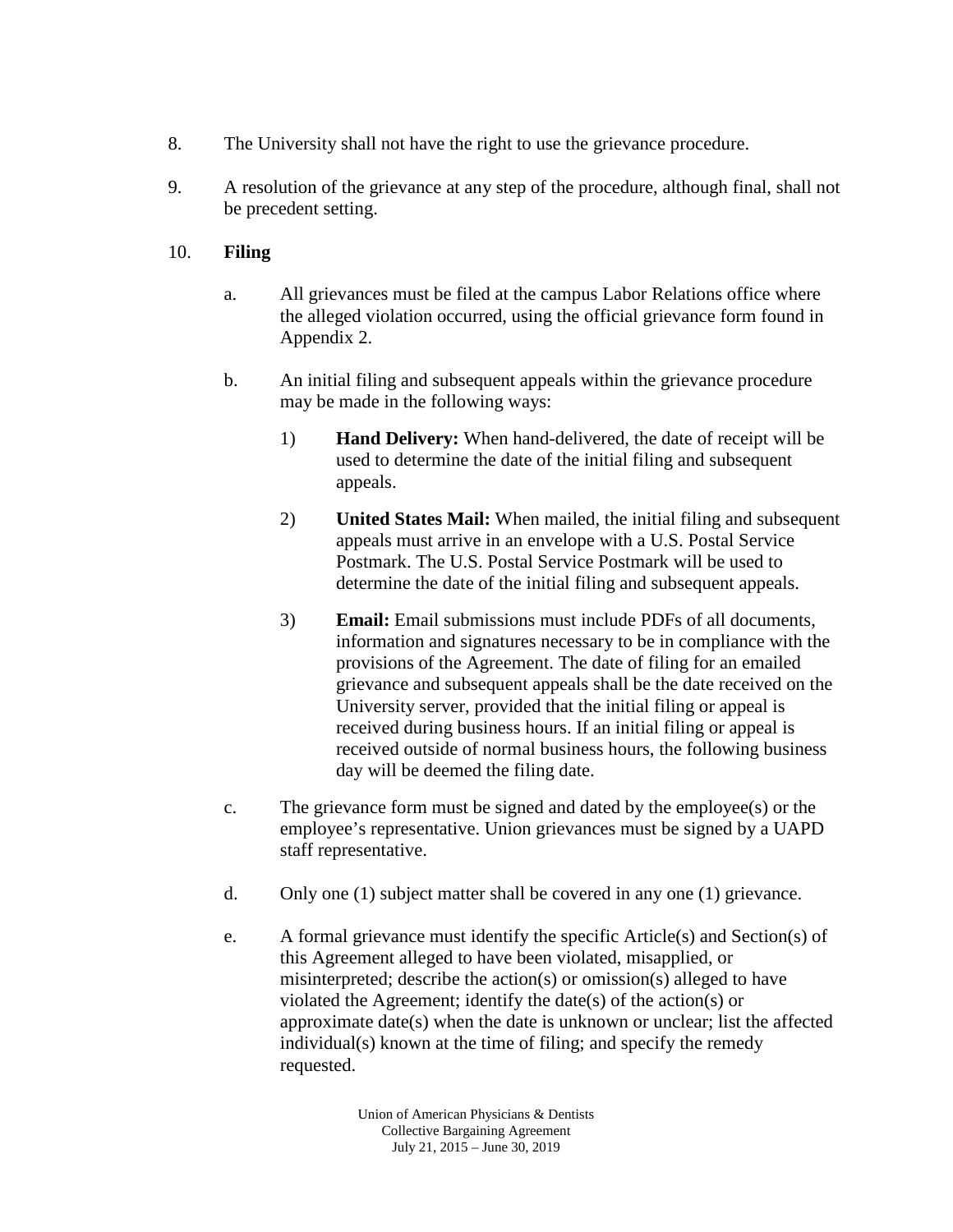8. The University shall not have the right to use the grievance procedure.

9. A resolution of the grievance at any step of the procedure, although final, shall not be precedent setting.

10. **Filing**

    a. All grievances must be filed at the campus Labor Relations office where the alleged violation occurred, using the official grievance form found in Appendix 2.

    b. An initial filing and subsequent appeals within the grievance procedure may be made in the following ways:

        1) **Hand Delivery:** When hand-delivered, the date of receipt will be used to determine the date of the initial filing and subsequent appeals.

        2) **United States Mail:** When mailed, the initial filing and subsequent appeals must arrive in an envelope with a U.S. Postal Service Postmark. The U.S. Postal Service Postmark will be used to determine the date of the initial filing and subsequent appeals.

        3) **Email:** Email submissions must include PDFs of all documents, information and signatures necessary to be in compliance with the provisions of the Agreement. The date of filing for an emailed grievance and subsequent appeals shall be the date received on the University server, provided that the initial filing or appeal is received during business hours. If an initial filing or appeal is received outside of normal business hours, the following business day will be deemed the filing date.

    c. The grievance form must be signed and dated by the employee(s) or the employee's representative. Union grievances must be signed by a UAPD staff representative.

    d. Only one (1) subject matter shall be covered in any one (1) grievance.

    e. A formal grievance must identify the specific Article(s) and Section(s) of this Agreement alleged to have been violated, misapplied, or misinterpreted; describe the action(s) or omission(s) alleged to have violated the Agreement; identify the date(s) of the action(s) or approximate date(s) when the date is unknown or unclear; list the affected individual(s) known at the time of filing; and specify the remedy requested.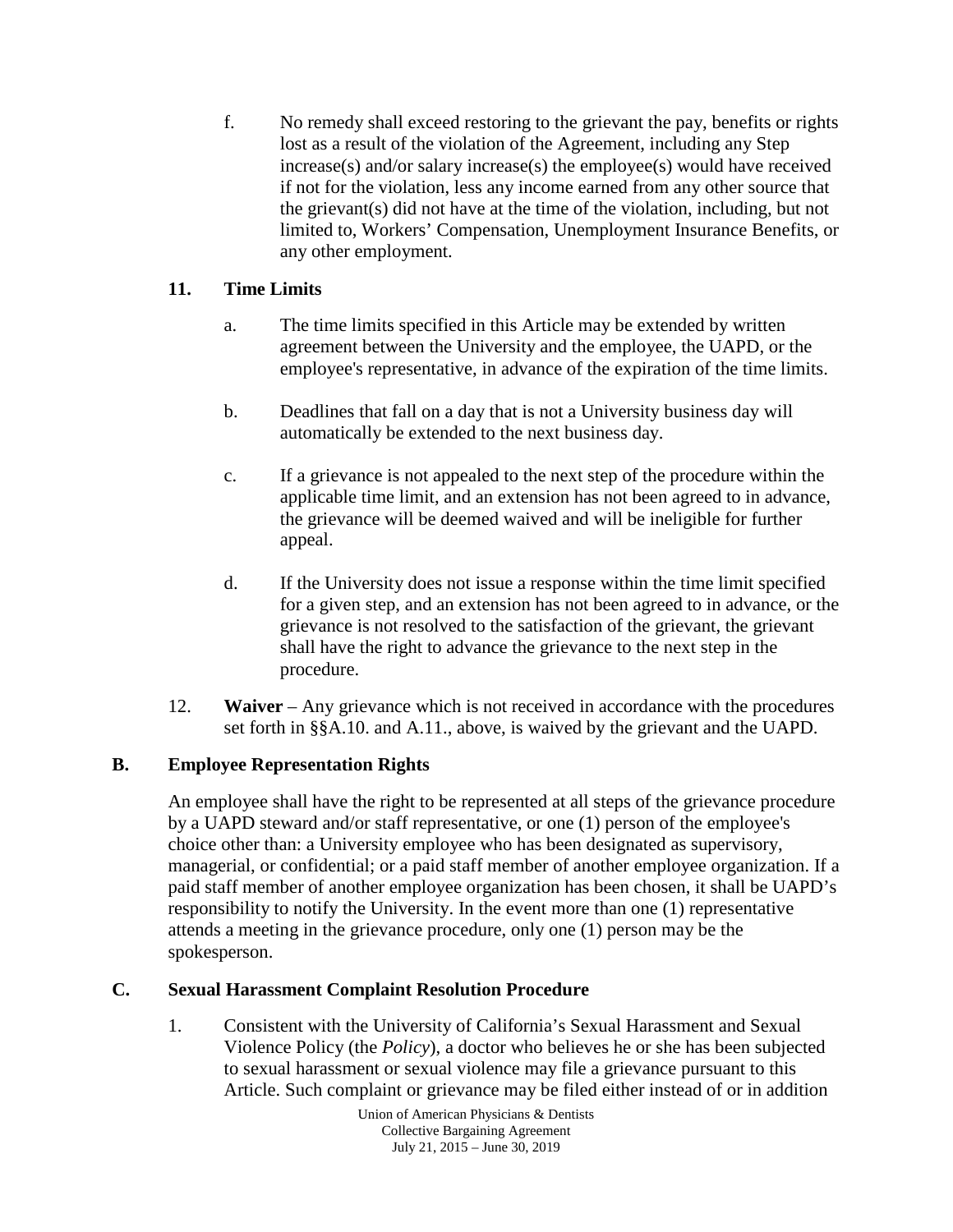f. No remedy shall exceed restoring to the grievant the pay, benefits or rights lost as a result of the violation of the Agreement, including any Step increase(s) and/or salary increase(s) the employee(s) would have received if not for the violation, less any income earned from any other source that the grievant(s) did not have at the time of the violation, including, but not limited to, Workers' Compensation, Unemployment Insurance Benefits, or any other employment.

**11. Time Limits**

a. The time limits specified in this Article may be extended by written agreement between the University and the employee, the UAPD, or the employee's representative, in advance of the expiration of the time limits.

b. Deadlines that fall on a day that is not a University business day will automatically be extended to the next business day.

c. If a grievance is not appealed to the next step of the procedure within the applicable time limit, and an extension has not been agreed to in advance, the grievance will be deemed waived and will be ineligible for further appeal.

d. If the University does not issue a response within the time limit specified for a given step, and an extension has not been agreed to in advance, or the grievance is not resolved to the satisfaction of the grievant, the grievant shall have the right to advance the grievance to the next step in the procedure.

12. **Waiver** – Any grievance which is not received in accordance with the procedures set forth in §§A.10. and A.11., above, is waived by the grievant and the UAPD.

## B. Employee Representation Rights

An employee shall have the right to be represented at all steps of the grievance procedure by a UAPD steward and/or staff representative, or one (1) person of the employee's choice other than: a University employee who has been designated as supervisory, managerial, or confidential; or a paid staff member of another employee organization. If a paid staff member of another employee organization has been chosen, it shall be UAPD's responsibility to notify the University. In the event more than one (1) representative attends a meeting in the grievance procedure, only one (1) person may be the spokesperson.

## C. Sexual Harassment Complaint Resolution Procedure

1. Consistent with the University of California's Sexual Harassment and Sexual Violence Policy (the *Policy*), a doctor who believes he or she has been subjected to sexual harassment or sexual violence may file a grievance pursuant to this Article. Such complaint or grievance may be filed either instead of or in addition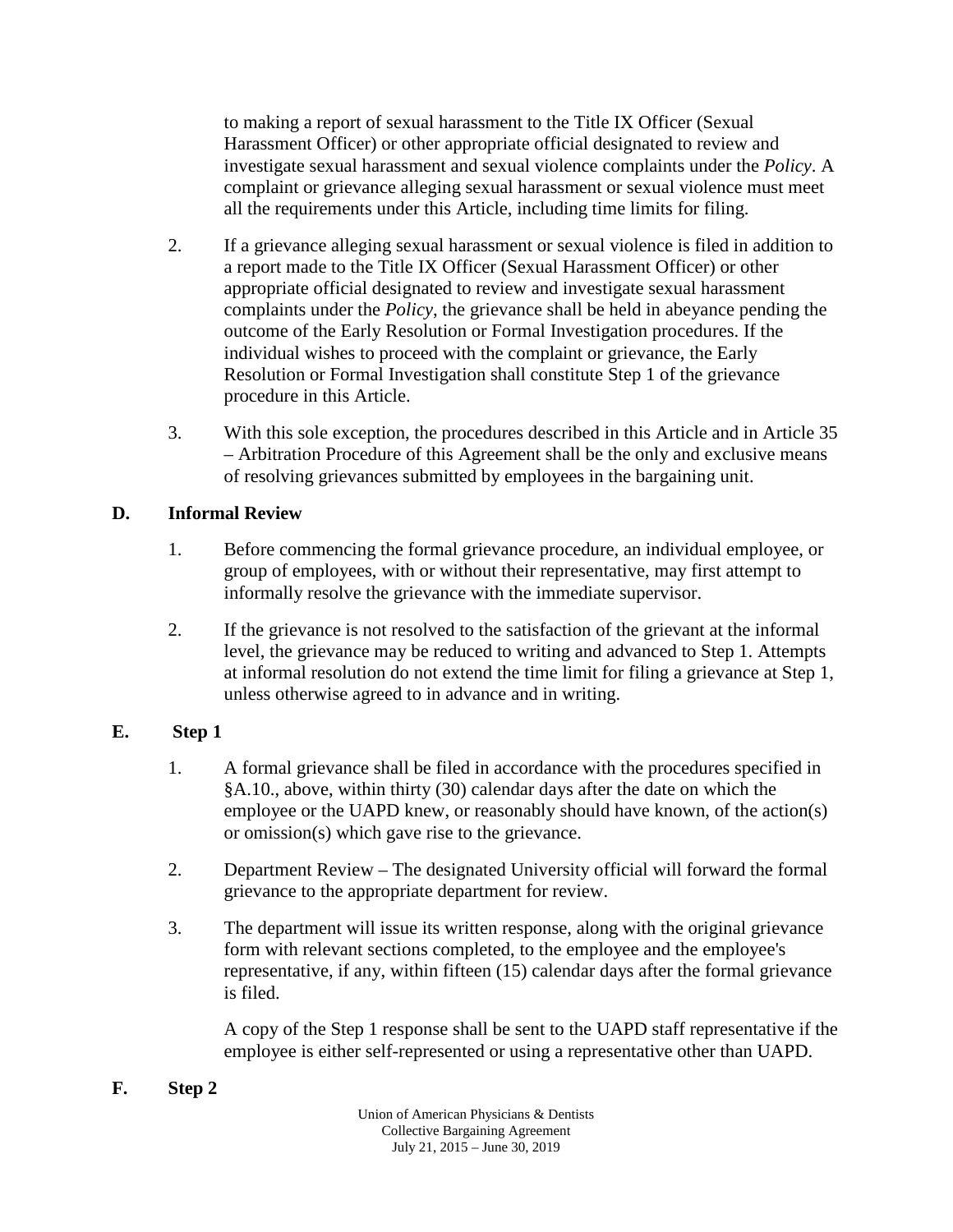to making a report of sexual harassment to the Title IX Officer (Sexual Harassment Officer) or other appropriate official designated to review and investigate sexual harassment and sexual violence complaints under the *Policy*. A complaint or grievance alleging sexual harassment or sexual violence must meet all the requirements under this Article, including time limits for filing.

2. If a grievance alleging sexual harassment or sexual violence is filed in addition to a report made to the Title IX Officer (Sexual Harassment Officer) or other appropriate official designated to review and investigate sexual harassment complaints under the *Policy*, the grievance shall be held in abeyance pending the outcome of the Early Resolution or Formal Investigation procedures. If the individual wishes to proceed with the complaint or grievance, the Early Resolution or Formal Investigation shall constitute Step 1 of the grievance procedure in this Article.

3. With this sole exception, the procedures described in this Article and in Article 35 – Arbitration Procedure of this Agreement shall be the only and exclusive means of resolving grievances submitted by employees in the bargaining unit.

**D. Informal Review**

1. Before commencing the formal grievance procedure, an individual employee, or group of employees, with or without their representative, may first attempt to informally resolve the grievance with the immediate supervisor.

2. If the grievance is not resolved to the satisfaction of the grievant at the informal level, the grievance may be reduced to writing and advanced to Step 1. Attempts at informal resolution do not extend the time limit for filing a grievance at Step 1, unless otherwise agreed to in advance and in writing.

**E. Step 1**

1. A formal grievance shall be filed in accordance with the procedures specified in §A.10., above, within thirty (30) calendar days after the date on which the employee or the UAPD knew, or reasonably should have known, of the action(s) or omission(s) which gave rise to the grievance.

2. Department Review – The designated University official will forward the formal grievance to the appropriate department for review.

3. The department will issue its written response, along with the original grievance form with relevant sections completed, to the employee and the employee's representative, if any, within fifteen (15) calendar days after the formal grievance is filed.

   A copy of the Step 1 response shall be sent to the UAPD staff representative if the employee is either self-represented or using a representative other than UAPD.

**F. Step 2**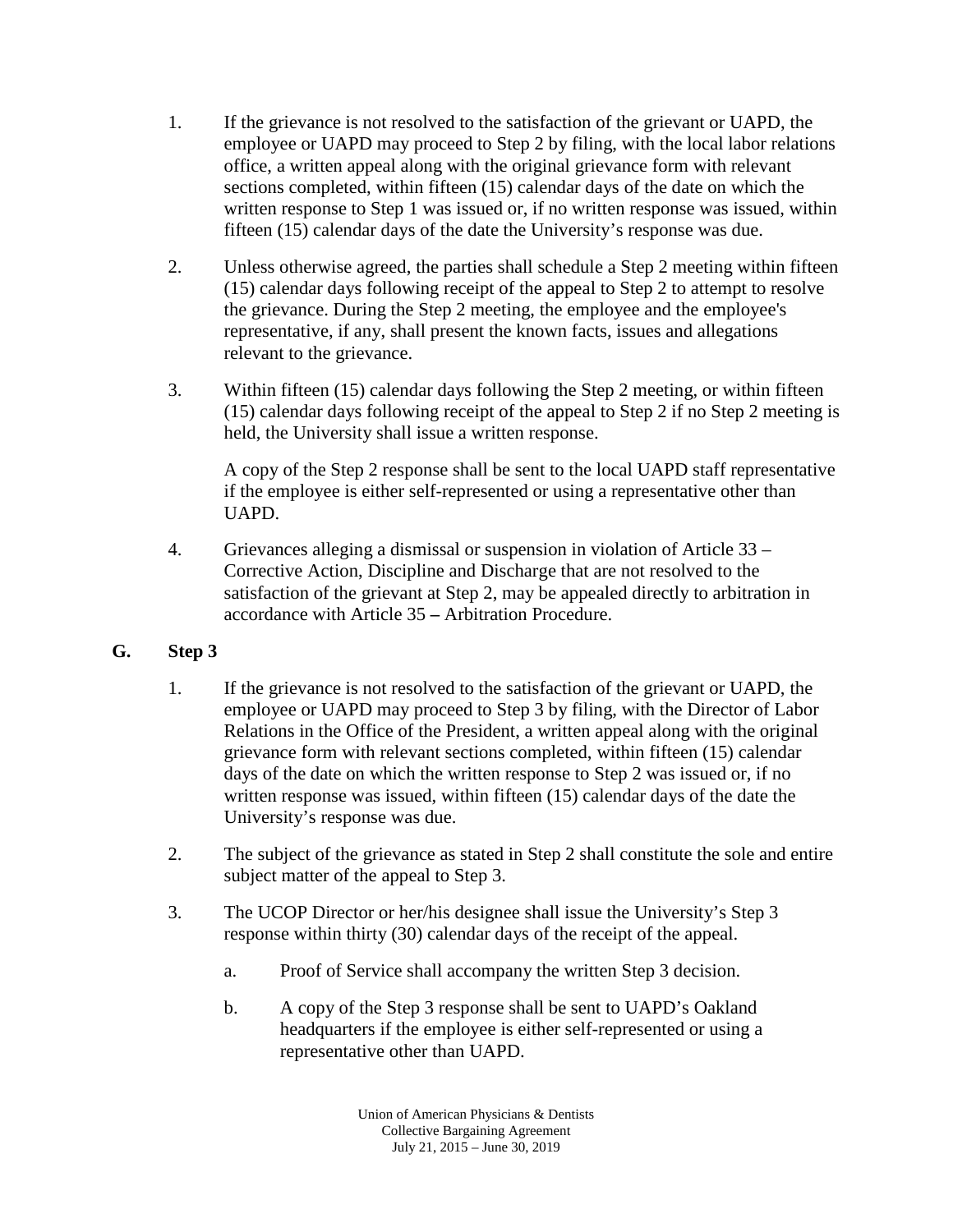1. If the grievance is not resolved to the satisfaction of the grievant or UAPD, the employee or UAPD may proceed to Step 2 by filing, with the local labor relations office, a written appeal along with the original grievance form with relevant sections completed, within fifteen (15) calendar days of the date on which the written response to Step 1 was issued or, if no written response was issued, within fifteen (15) calendar days of the date the University's response was due.

2. Unless otherwise agreed, the parties shall schedule a Step 2 meeting within fifteen (15) calendar days following receipt of the appeal to Step 2 to attempt to resolve the grievance. During the Step 2 meeting, the employee and the employee's representative, if any, shall present the known facts, issues and allegations relevant to the grievance.

3. Within fifteen (15) calendar days following the Step 2 meeting, or within fifteen (15) calendar days following receipt of the appeal to Step 2 if no Step 2 meeting is held, the University shall issue a written response.

   A copy of the Step 2 response shall be sent to the local UAPD staff representative if the employee is either self-represented or using a representative other than UAPD.

4. Grievances alleging a dismissal or suspension in violation of Article 33 – Corrective Action, Discipline and Discharge that are not resolved to the satisfaction of the grievant at Step 2, may be appealed directly to arbitration in accordance with Article 35 – Arbitration Procedure.

## G. Step 3

1. If the grievance is not resolved to the satisfaction of the grievant or UAPD, the employee or UAPD may proceed to Step 3 by filing, with the Director of Labor Relations in the Office of the President, a written appeal along with the original grievance form with relevant sections completed, within fifteen (15) calendar days of the date on which the written response to Step 2 was issued or, if no written response was issued, within fifteen (15) calendar days of the date the University's response was due.

2. The subject of the grievance as stated in Step 2 shall constitute the sole and entire subject matter of the appeal to Step 3.

3. The UCOP Director or her/his designee shall issue the University's Step 3 response within thirty (30) calendar days of the receipt of the appeal.

   a. Proof of Service shall accompany the written Step 3 decision.

   b. A copy of the Step 3 response shall be sent to UAPD's Oakland headquarters if the employee is either self-represented or using a representative other than UAPD.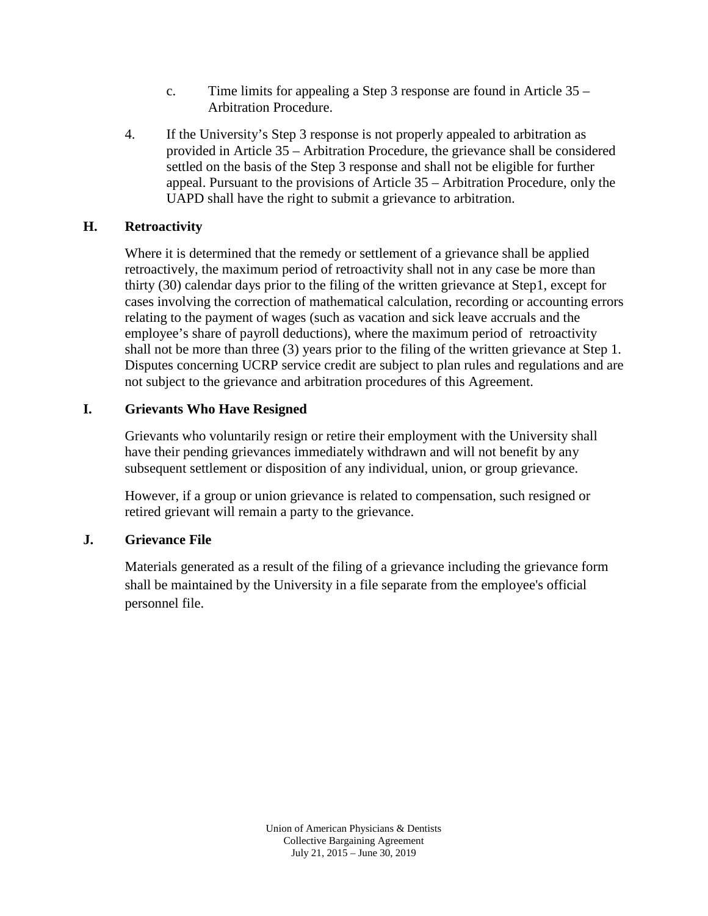c. Time limits for appealing a Step 3 response are found in Article 35 – Arbitration Procedure.

4. If the University's Step 3 response is not properly appealed to arbitration as provided in Article 35 – Arbitration Procedure, the grievance shall be considered settled on the basis of the Step 3 response and shall not be eligible for further appeal. Pursuant to the provisions of Article 35 – Arbitration Procedure, only the UAPD shall have the right to submit a grievance to arbitration.

## H. Retroactivity

Where it is determined that the remedy or settlement of a grievance shall be applied retroactively, the maximum period of retroactivity shall not in any case be more than thirty (30) calendar days prior to the filing of the written grievance at Step1, except for cases involving the correction of mathematical calculation, recording or accounting errors relating to the payment of wages (such as vacation and sick leave accruals and the employee's share of payroll deductions), where the maximum period of retroactivity shall not be more than three (3) years prior to the filing of the written grievance at Step 1. Disputes concerning UCRP service credit are subject to plan rules and regulations and are not subject to the grievance and arbitration procedures of this Agreement.

## I. Grievants Who Have Resigned

Grievants who voluntarily resign or retire their employment with the University shall have their pending grievances immediately withdrawn and will not benefit by any subsequent settlement or disposition of any individual, union, or group grievance.

However, if a group or union grievance is related to compensation, such resigned or retired grievant will remain a party to the grievance.

## J. Grievance File

Materials generated as a result of the filing of a grievance including the grievance form shall be maintained by the University in a file separate from the employee's official personnel file.